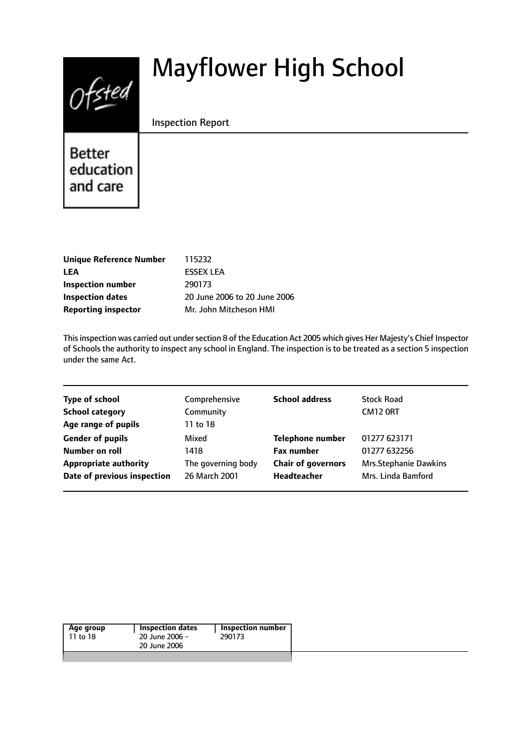# Mayflower High School

Inspection Report

Better education and care

| | |
|---|---|
| **Unique Reference Number** | 115232 |
| **LEA** | ESSEX LEA |
| **Inspection number** | 290173 |
| **Inspection dates** | 20 June 2006 to 20 June 2006 |
| **Reporting inspector** | Mr. John Mitcheson HMI |

This inspection was carried out under section 8 of the Education Act 2005 which gives Her Majesty's Chief Inspector of Schools the authority to inspect any school in England. The inspection is to be treated as a section 5 inspection under the same Act.

| | | | |
|---|---|---|---|
| **Type of school** | Comprehensive | **School address** | Stock Road |
| **School category** | Community | | CM12 0RT |
| **Age range of pupils** | 11 to 18 | | |
| **Gender of pupils** | Mixed | **Telephone number** | 01277 623171 |
| **Number on roll** | 1418 | **Fax number** | 01277 632256 |
| **Appropriate authority** | The governing body | **Chair of governors** | Mrs.Stephanie Dawkins |
| **Date of previous inspection** | 26 March 2001 | **Headteacher** | Mrs. Linda Bamford |

| Age group | Inspection dates | Inspection number |
|---|---|---|
| 11 to 18 | 20 June 2006 - 20 June 2006 | 290173 |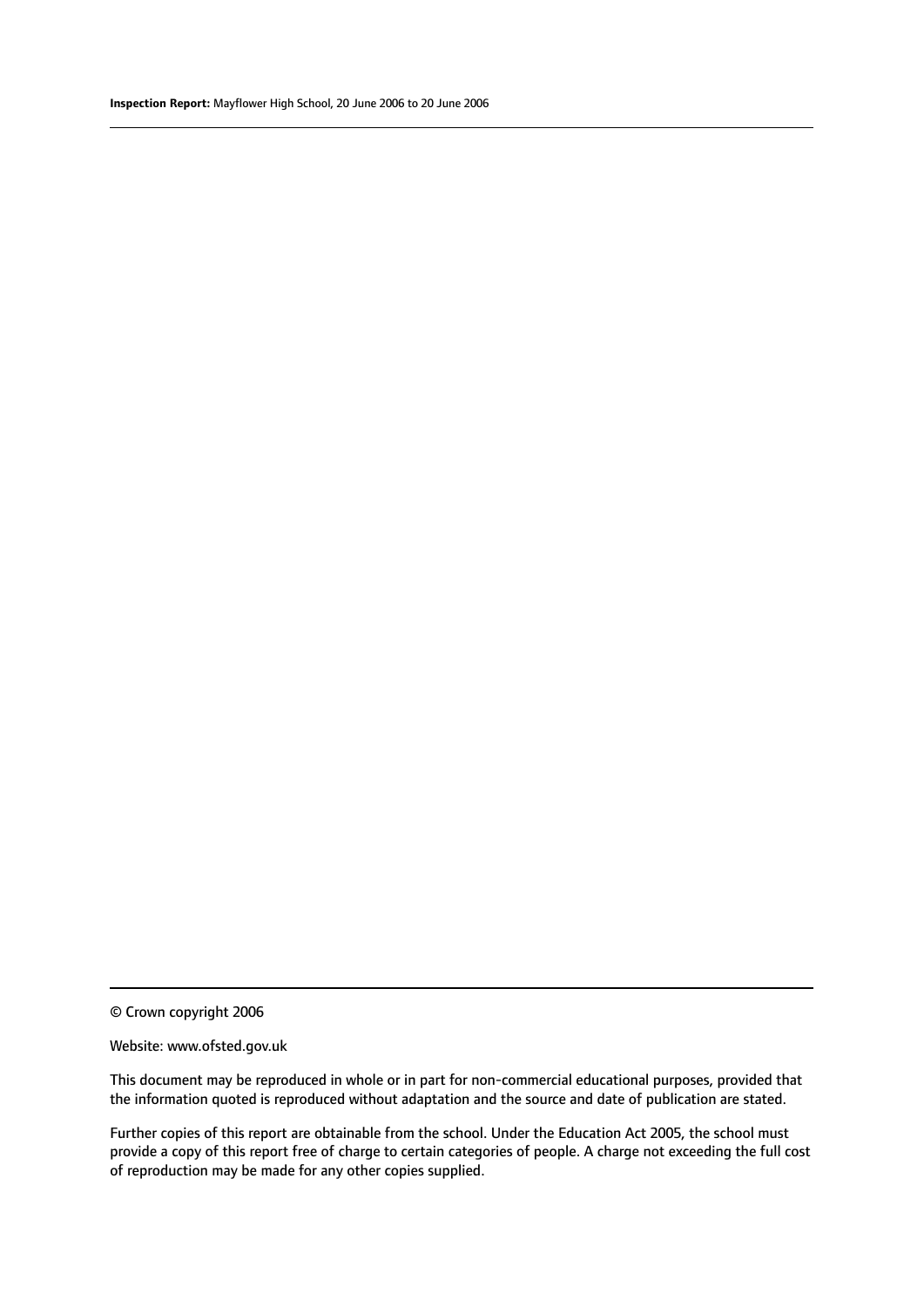© Crown copyright 2006

Website: www.ofsted.gov.uk

This document may be reproduced in whole or in part for non-commercial educational purposes, provided that the information quoted is reproduced without adaptation and the source and date of publication are stated.

Further copies of this report are obtainable from the school. Under the Education Act 2005, the school must provide a copy of this report free of charge to certain categories of people. A charge not exceeding the full cost of reproduction may be made for any other copies supplied.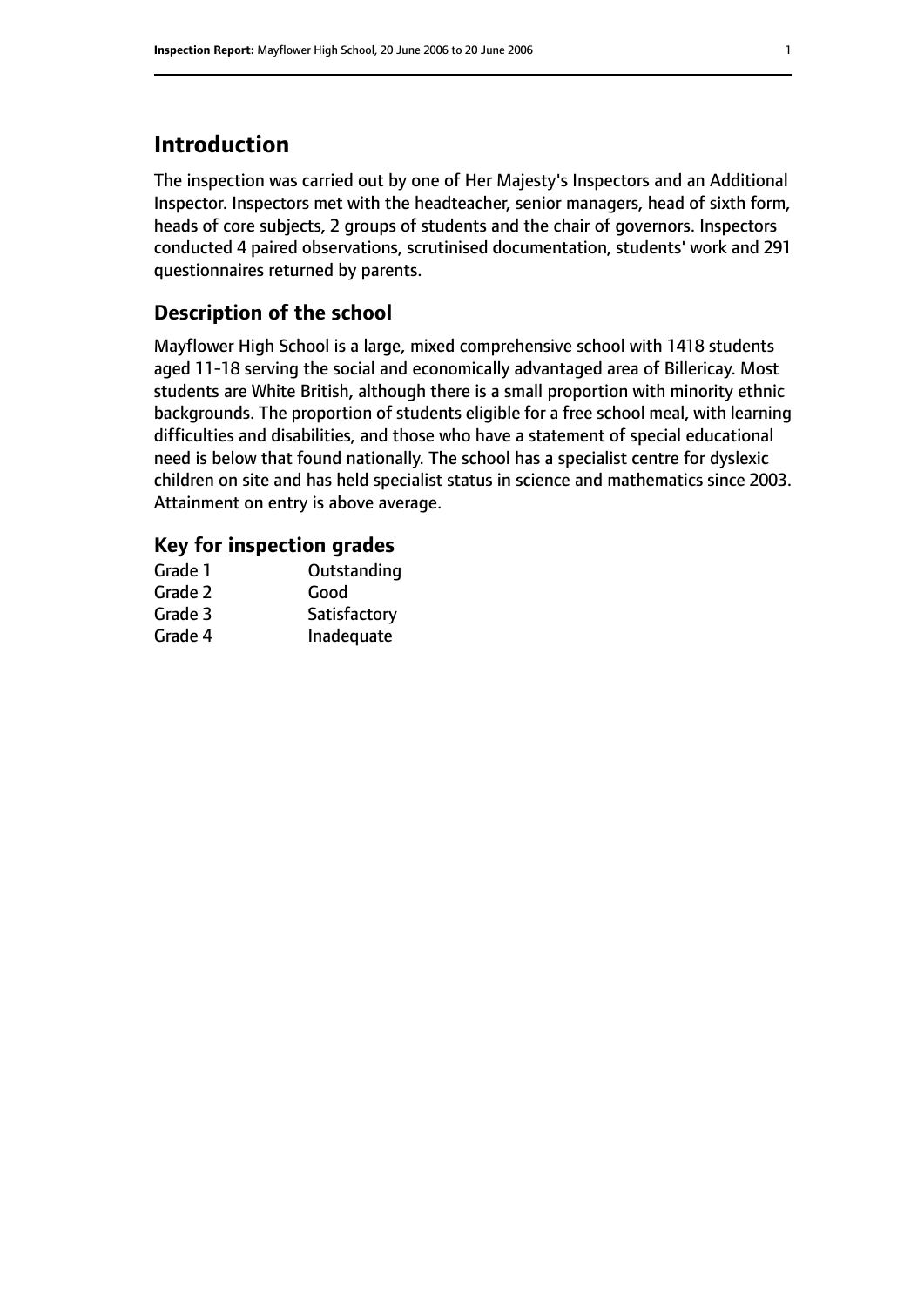## Introduction

The inspection was carried out by one of Her Majesty's Inspectors and an Additional Inspector. Inspectors met with the headteacher, senior managers, head of sixth form, heads of core subjects, 2 groups of students and the chair of governors. Inspectors conducted 4 paired observations, scrutinised documentation, students' work and 291 questionnaires returned by parents.

### Description of the school

Mayflower High School is a large, mixed comprehensive school with 1418 students aged 11-18 serving the social and economically advantaged area of Billericay. Most students are White British, although there is a small proportion with minority ethnic backgrounds. The proportion of students eligible for a free school meal, with learning difficulties and disabilities, and those who have a statement of special educational need is below that found nationally. The school has a specialist centre for dyslexic children on site and has held specialist status in science and mathematics since 2003. Attainment on entry is above average.

### Key for inspection grades

| | |
|---|---|
| Grade 1 | Outstanding |
| Grade 2 | Good |
| Grade 3 | Satisfactory |
| Grade 4 | Inadequate |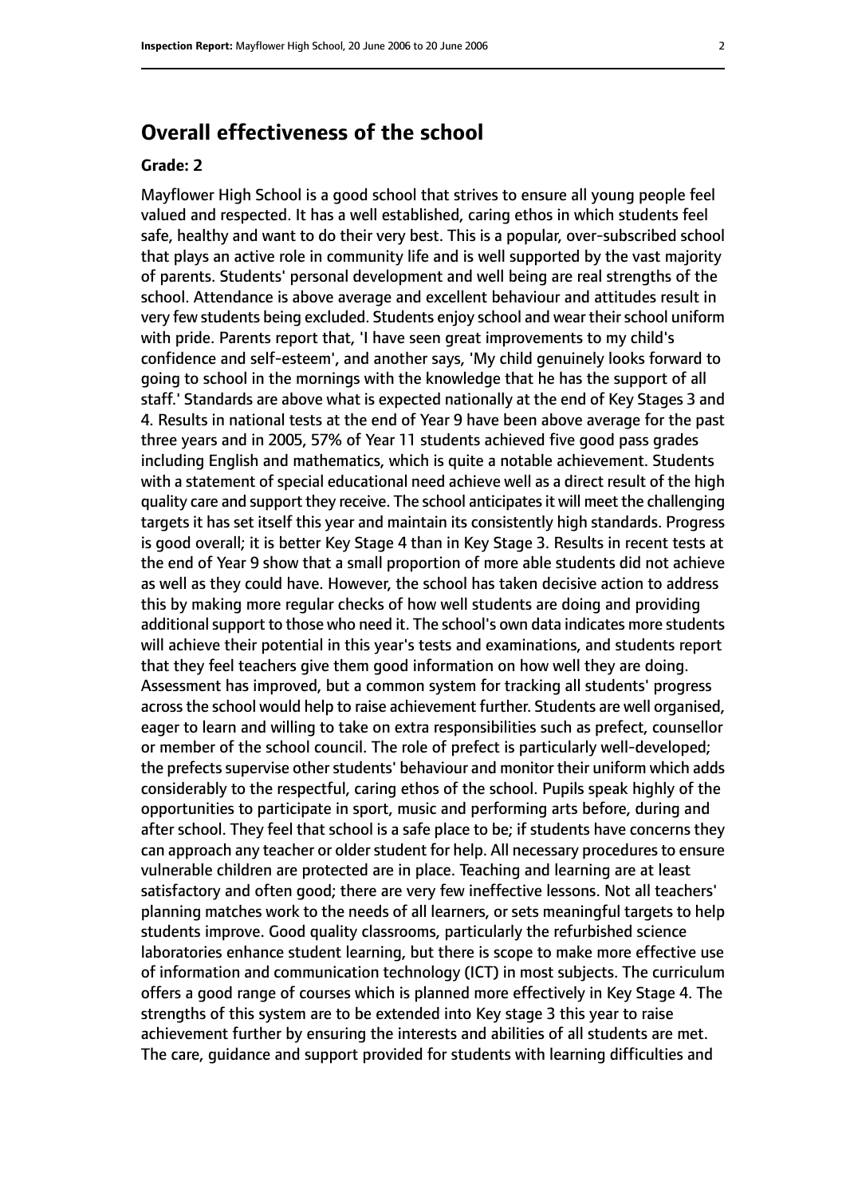## Overall effectiveness of the school

### Grade: 2

Mayflower High School is a good school that strives to ensure all young people feel valued and respected. It has a well established, caring ethos in which students feel safe, healthy and want to do their very best. This is a popular, over-subscribed school that plays an active role in community life and is well supported by the vast majority of parents. Students' personal development and well being are real strengths of the school. Attendance is above average and excellent behaviour and attitudes result in very few students being excluded. Students enjoy school and wear their school uniform with pride. Parents report that, 'I have seen great improvements to my child's confidence and self-esteem', and another says, 'My child genuinely looks forward to going to school in the mornings with the knowledge that he has the support of all staff.' Standards are above what is expected nationally at the end of Key Stages 3 and 4. Results in national tests at the end of Year 9 have been above average for the past three years and in 2005, 57% of Year 11 students achieved five good pass grades including English and mathematics, which is quite a notable achievement. Students with a statement of special educational need achieve well as a direct result of the high quality care and support they receive. The school anticipates it will meet the challenging targets it has set itself this year and maintain its consistently high standards. Progress is good overall; it is better Key Stage 4 than in Key Stage 3. Results in recent tests at the end of Year 9 show that a small proportion of more able students did not achieve as well as they could have. However, the school has taken decisive action to address this by making more regular checks of how well students are doing and providing additional support to those who need it. The school's own data indicates more students will achieve their potential in this year's tests and examinations, and students report that they feel teachers give them good information on how well they are doing. Assessment has improved, but a common system for tracking all students' progress across the school would help to raise achievement further. Students are well organised, eager to learn and willing to take on extra responsibilities such as prefect, counsellor or member of the school council. The role of prefect is particularly well-developed; the prefects supervise other students' behaviour and monitor their uniform which adds considerably to the respectful, caring ethos of the school. Pupils speak highly of the opportunities to participate in sport, music and performing arts before, during and after school. They feel that school is a safe place to be; if students have concerns they can approach any teacher or older student for help. All necessary procedures to ensure vulnerable children are protected are in place. Teaching and learning are at least satisfactory and often good; there are very few ineffective lessons. Not all teachers' planning matches work to the needs of all learners, or sets meaningful targets to help students improve. Good quality classrooms, particularly the refurbished science laboratories enhance student learning, but there is scope to make more effective use of information and communication technology (ICT) in most subjects. The curriculum offers a good range of courses which is planned more effectively in Key Stage 4. The strengths of this system are to be extended into Key stage 3 this year to raise achievement further by ensuring the interests and abilities of all students are met. The care, guidance and support provided for students with learning difficulties and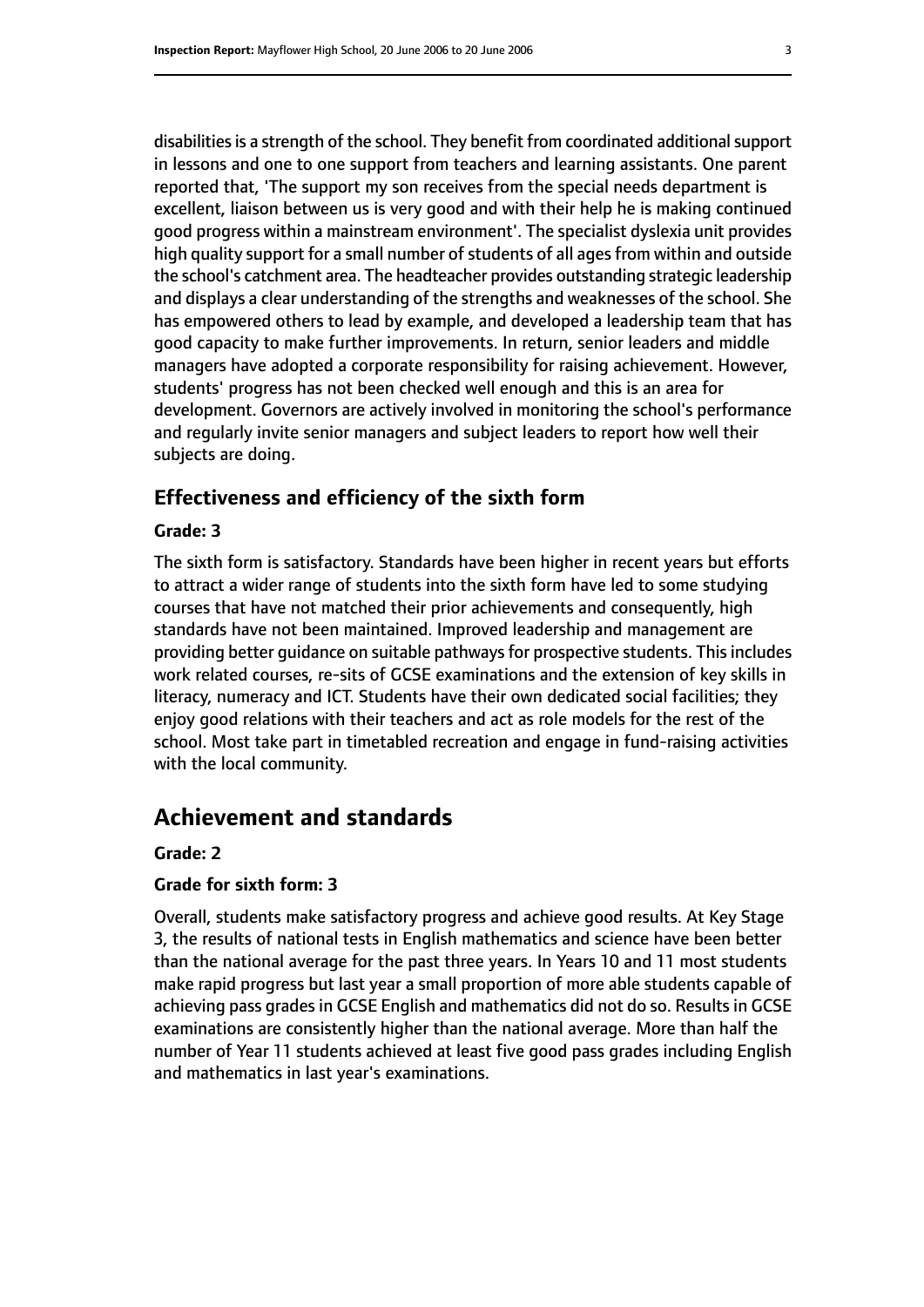disabilities is a strength of the school. They benefit from coordinated additional support in lessons and one to one support from teachers and learning assistants. One parent reported that, 'The support my son receives from the special needs department is excellent, liaison between us is very good and with their help he is making continued good progress within a mainstream environment'. The specialist dyslexia unit provides high quality support for a small number of students of all ages from within and outside the school's catchment area. The headteacher provides outstanding strategic leadership and displays a clear understanding of the strengths and weaknesses of the school. She has empowered others to lead by example, and developed a leadership team that has good capacity to make further improvements. In return, senior leaders and middle managers have adopted a corporate responsibility for raising achievement. However, students' progress has not been checked well enough and this is an area for development. Governors are actively involved in monitoring the school's performance and regularly invite senior managers and subject leaders to report how well their subjects are doing.

### Effectiveness and efficiency of the sixth form

#### Grade: 3

The sixth form is satisfactory. Standards have been higher in recent years but efforts to attract a wider range of students into the sixth form have led to some studying courses that have not matched their prior achievements and consequently, high standards have not been maintained. Improved leadership and management are providing better guidance on suitable pathways for prospective students. This includes work related courses, re-sits of GCSE examinations and the extension of key skills in literacy, numeracy and ICT. Students have their own dedicated social facilities; they enjoy good relations with their teachers and act as role models for the rest of the school. Most take part in timetabled recreation and engage in fund-raising activities with the local community.

## Achievement and standards

#### Grade: 2

#### Grade for sixth form: 3

Overall, students make satisfactory progress and achieve good results. At Key Stage 3, the results of national tests in English mathematics and science have been better than the national average for the past three years. In Years 10 and 11 most students make rapid progress but last year a small proportion of more able students capable of achieving pass grades in GCSE English and mathematics did not do so. Results in GCSE examinations are consistently higher than the national average. More than half the number of Year 11 students achieved at least five good pass grades including English and mathematics in last year's examinations.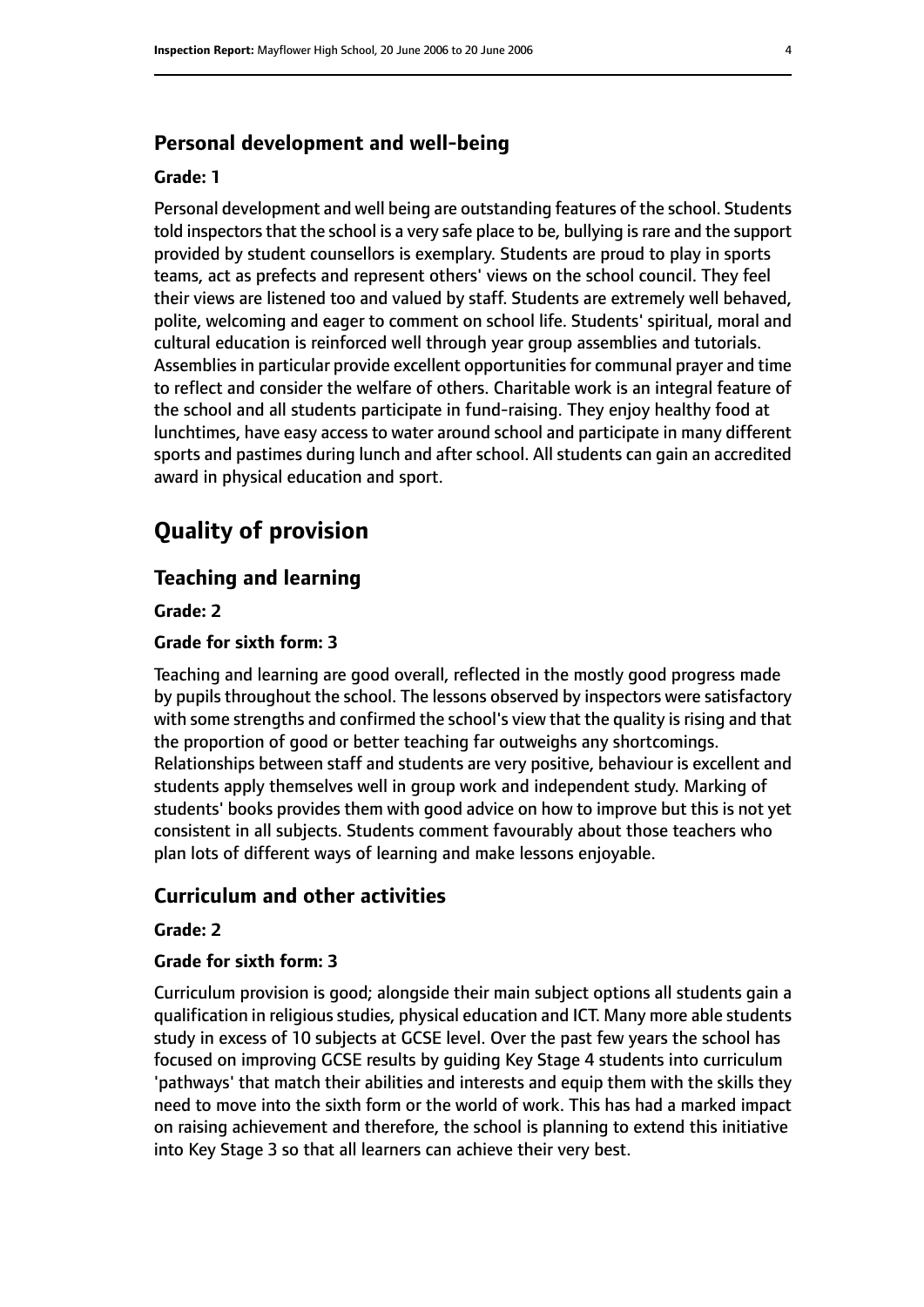### Personal development and well-being

#### Grade: 1

Personal development and well being are outstanding features of the school. Students told inspectors that the school is a very safe place to be, bullying is rare and the support provided by student counsellors is exemplary. Students are proud to play in sports teams, act as prefects and represent others' views on the school council. They feel their views are listened too and valued by staff. Students are extremely well behaved, polite, welcoming and eager to comment on school life. Students' spiritual, moral and cultural education is reinforced well through year group assemblies and tutorials. Assemblies in particular provide excellent opportunities for communal prayer and time to reflect and consider the welfare of others. Charitable work is an integral feature of the school and all students participate in fund-raising. They enjoy healthy food at lunchtimes, have easy access to water around school and participate in many different sports and pastimes during lunch and after school. All students can gain an accredited award in physical education and sport.

## Quality of provision

### Teaching and learning

#### Grade: 2

#### Grade for sixth form: 3

Teaching and learning are good overall, reflected in the mostly good progress made by pupils throughout the school. The lessons observed by inspectors were satisfactory with some strengths and confirmed the school's view that the quality is rising and that the proportion of good or better teaching far outweighs any shortcomings. Relationships between staff and students are very positive, behaviour is excellent and students apply themselves well in group work and independent study. Marking of students' books provides them with good advice on how to improve but this is not yet consistent in all subjects. Students comment favourably about those teachers who plan lots of different ways of learning and make lessons enjoyable.

### Curriculum and other activities

#### Grade: 2

#### Grade for sixth form: 3

Curriculum provision is good; alongside their main subject options all students gain a qualification in religious studies, physical education and ICT. Many more able students study in excess of 10 subjects at GCSE level. Over the past few years the school has focused on improving GCSE results by guiding Key Stage 4 students into curriculum 'pathways' that match their abilities and interests and equip them with the skills they need to move into the sixth form or the world of work. This has had a marked impact on raising achievement and therefore, the school is planning to extend this initiative into Key Stage 3 so that all learners can achieve their very best.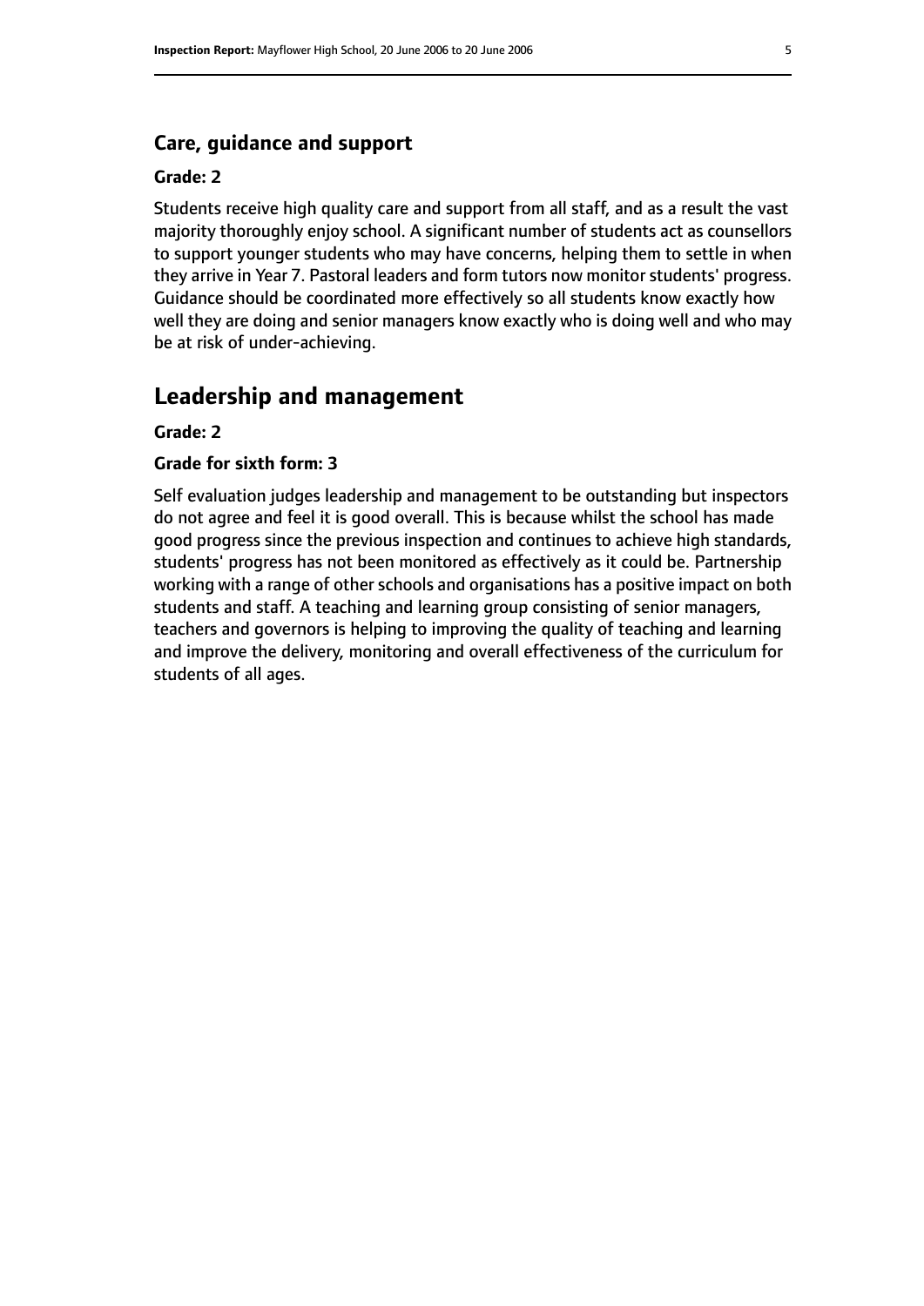## Care, guidance and support

**Grade: 2**

Students receive high quality care and support from all staff, and as a result the vast majority thoroughly enjoy school. A significant number of students act as counsellors to support younger students who may have concerns, helping them to settle in when they arrive in Year 7. Pastoral leaders and form tutors now monitor students' progress. Guidance should be coordinated more effectively so all students know exactly how well they are doing and senior managers know exactly who is doing well and who may be at risk of under-achieving.

# Leadership and management

**Grade: 2**

**Grade for sixth form: 3**

Self evaluation judges leadership and management to be outstanding but inspectors do not agree and feel it is good overall. This is because whilst the school has made good progress since the previous inspection and continues to achieve high standards, students' progress has not been monitored as effectively as it could be. Partnership working with a range of other schools and organisations has a positive impact on both students and staff. A teaching and learning group consisting of senior managers, teachers and governors is helping to improving the quality of teaching and learning and improve the delivery, monitoring and overall effectiveness of the curriculum for students of all ages.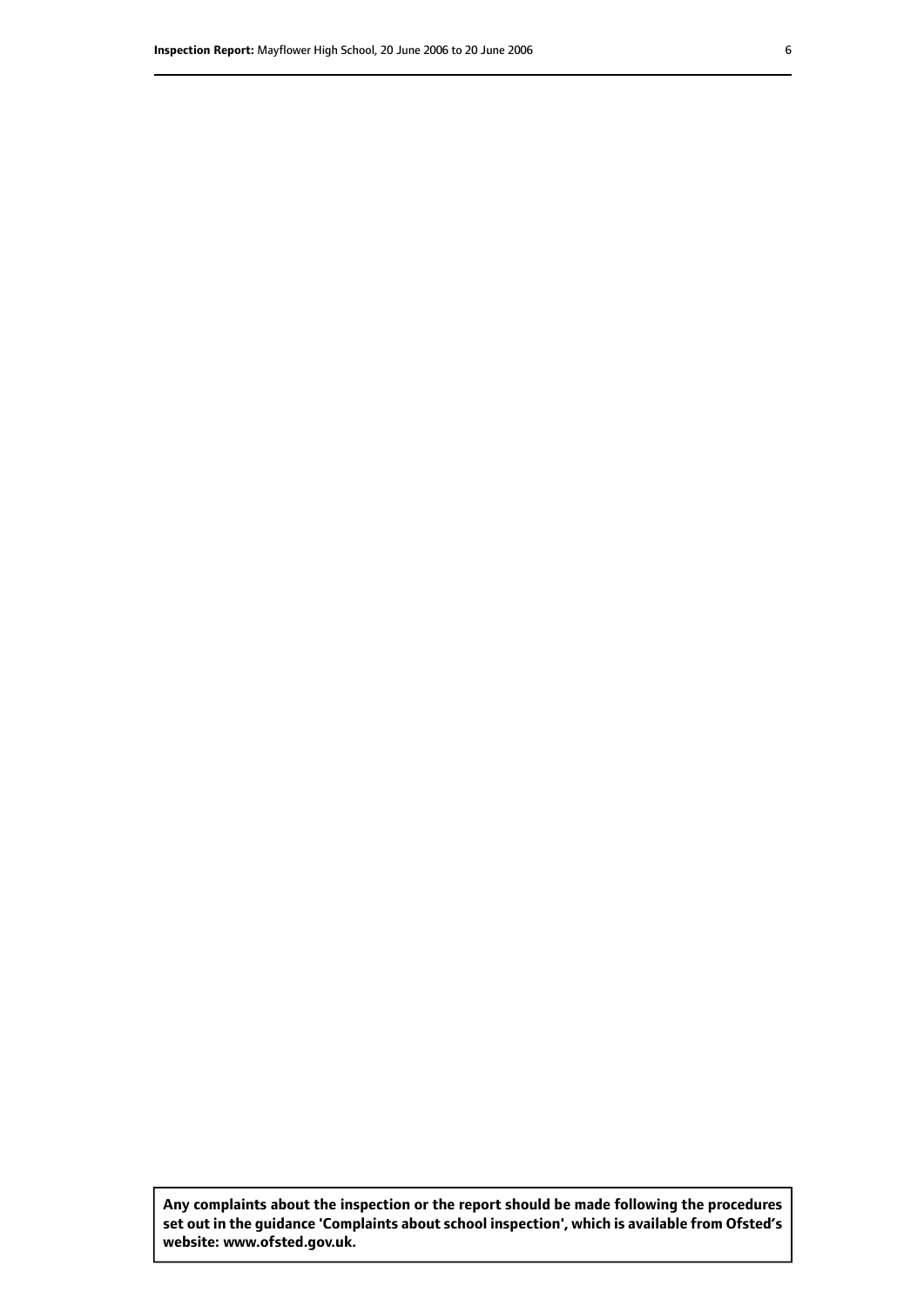**Any complaints about the inspection or the report should be made following the procedures set out in the guidance 'Complaints about school inspection', which is available from Ofsted's website: www.ofsted.gov.uk.**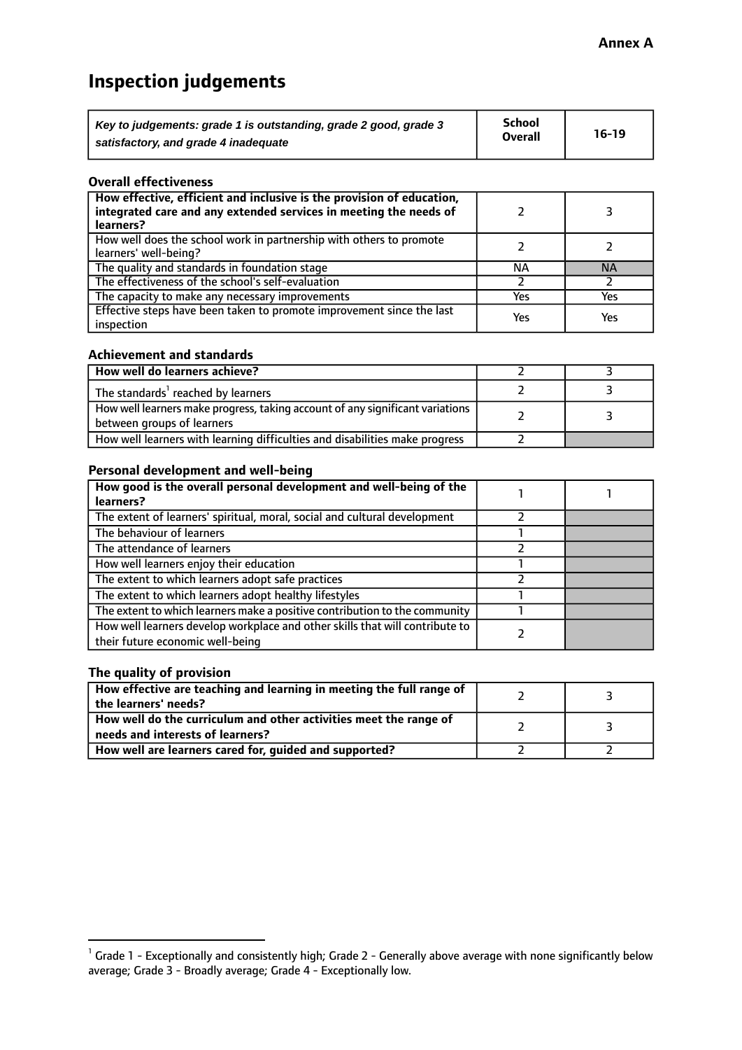**Annex A**

# Inspection judgements

| *Key to judgements: grade 1 is outstanding, grade 2 good, grade 3 satisfactory, and grade 4 inadequate* | School Overall | 16-19 |
|---|---|---|

### Overall effectiveness

| | | |
|---|---|---|
| **How effective, efficient and inclusive is the provision of education, integrated care and any extended services in meeting the needs of learners?** | 2 | 3 |
| How well does the school work in partnership with others to promote learners' well-being? | 2 | 2 |
| The quality and standards in foundation stage | NA | NA |
| The effectiveness of the school's self-evaluation | 2 | 2 |
| The capacity to make any necessary improvements | Yes | Yes |
| Effective steps have been taken to promote improvement since the last inspection | Yes | Yes |

### Achievement and standards

| | | |
|---|---|---|
| **How well do learners achieve?** | 2 | 3 |
| The standards[1] reached by learners | 2 | 3 |
| How well learners make progress, taking account of any significant variations between groups of learners | 2 | 3 |
| How well learners with learning difficulties and disabilities make progress | 2 | |

### Personal development and well-being

| | | |
|---|---|---|
| **How good is the overall personal development and well-being of the learners?** | 1 | 1 |
| The extent of learners' spiritual, moral, social and cultural development | 2 | |
| The behaviour of learners | 1 | |
| The attendance of learners | 2 | |
| How well learners enjoy their education | 1 | |
| The extent to which learners adopt safe practices | 2 | |
| The extent to which learners adopt healthy lifestyles | 1 | |
| The extent to which learners make a positive contribution to the community | 1 | |
| How well learners develop workplace and other skills that will contribute to their future economic well-being | 2 | |

### The quality of provision

| | | |
|---|---|---|
| **How effective are teaching and learning in meeting the full range of the learners' needs?** | 2 | 3 |
| **How well do the curriculum and other activities meet the range of needs and interests of learners?** | 2 | 3 |
| **How well are learners cared for, guided and supported?** | 2 | 2 |

[1] Grade 1 - Exceptionally and consistently high; Grade 2 - Generally above average with none significantly below average; Grade 3 - Broadly average; Grade 4 - Exceptionally low.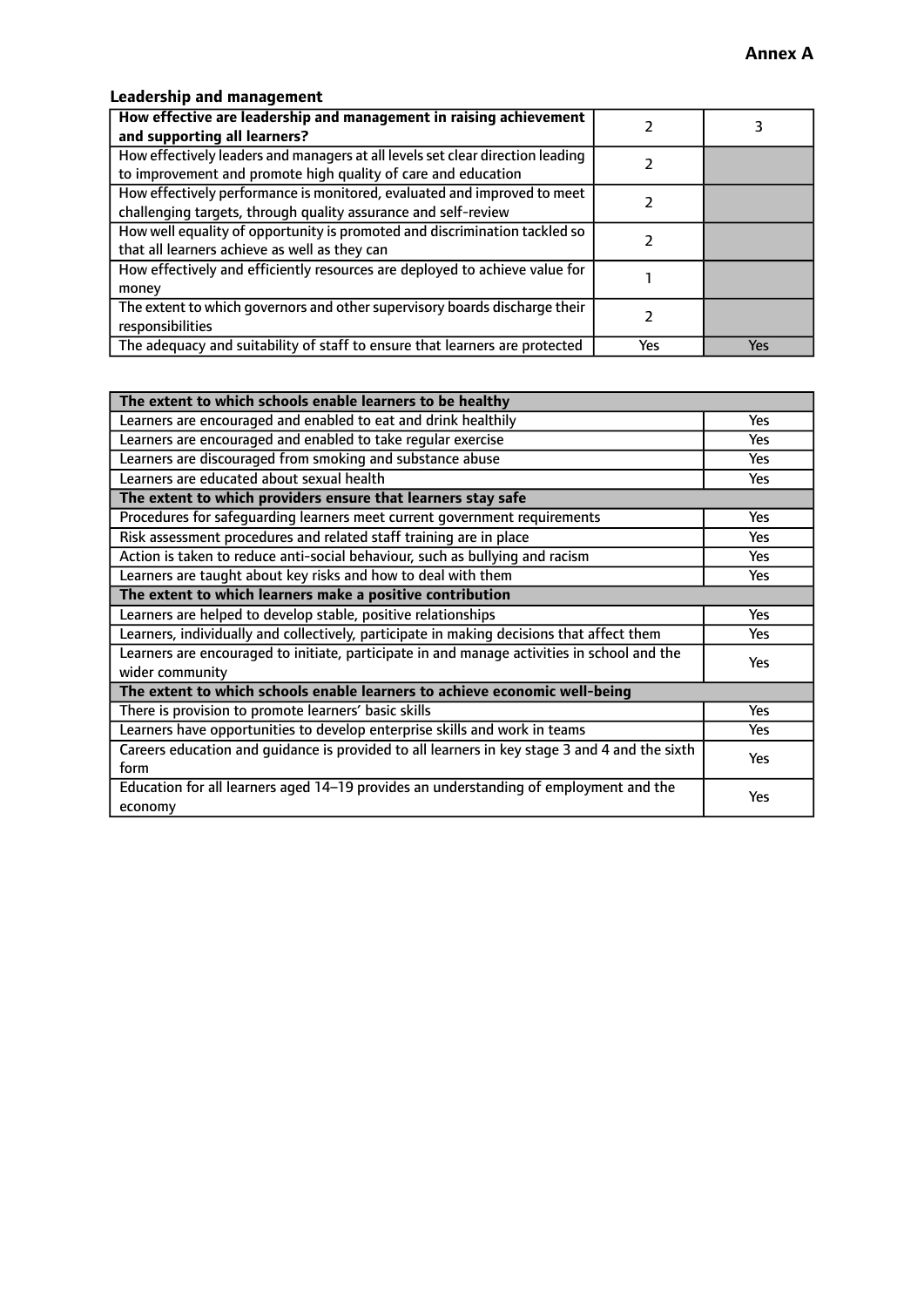**Annex A**

### Leadership and management

| How effective are leadership and management in raising achievement and supporting all learners? | 2 | 3 |
|---|---|---|
| How effectively leaders and managers at all levels set clear direction leading to improvement and promote high quality of care and education | 2 | |
| How effectively performance is monitored, evaluated and improved to meet challenging targets, through quality assurance and self-review | 2 | |
| How well equality of opportunity is promoted and discrimination tackled so that all learners achieve as well as they can | 2 | |
| How effectively and efficiently resources are deployed to achieve value for money | 1 | |
| The extent to which governors and other supervisory boards discharge their responsibilities | 2 | |
| The adequacy and suitability of staff to ensure that learners are protected | Yes | Yes |

| **The extent to which schools enable learners to be healthy** | |
|---|---|
| Learners are encouraged and enabled to eat and drink healthily | Yes |
| Learners are encouraged and enabled to take regular exercise | Yes |
| Learners are discouraged from smoking and substance abuse | Yes |
| Learners are educated about sexual health | Yes |
| **The extent to which providers ensure that learners stay safe** | |
| Procedures for safeguarding learners meet current government requirements | Yes |
| Risk assessment procedures and related staff training are in place | Yes |
| Action is taken to reduce anti-social behaviour, such as bullying and racism | Yes |
| Learners are taught about key risks and how to deal with them | Yes |
| **The extent to which learners make a positive contribution** | |
| Learners are helped to develop stable, positive relationships | Yes |
| Learners, individually and collectively, participate in making decisions that affect them | Yes |
| Learners are encouraged to initiate, participate in and manage activities in school and the wider community | Yes |
| **The extent to which schools enable learners to achieve economic well-being** | |
| There is provision to promote learners' basic skills | Yes |
| Learners have opportunities to develop enterprise skills and work in teams | Yes |
| Careers education and guidance is provided to all learners in key stage 3 and 4 and the sixth form | Yes |
| Education for all learners aged 14–19 provides an understanding of employment and the economy | Yes |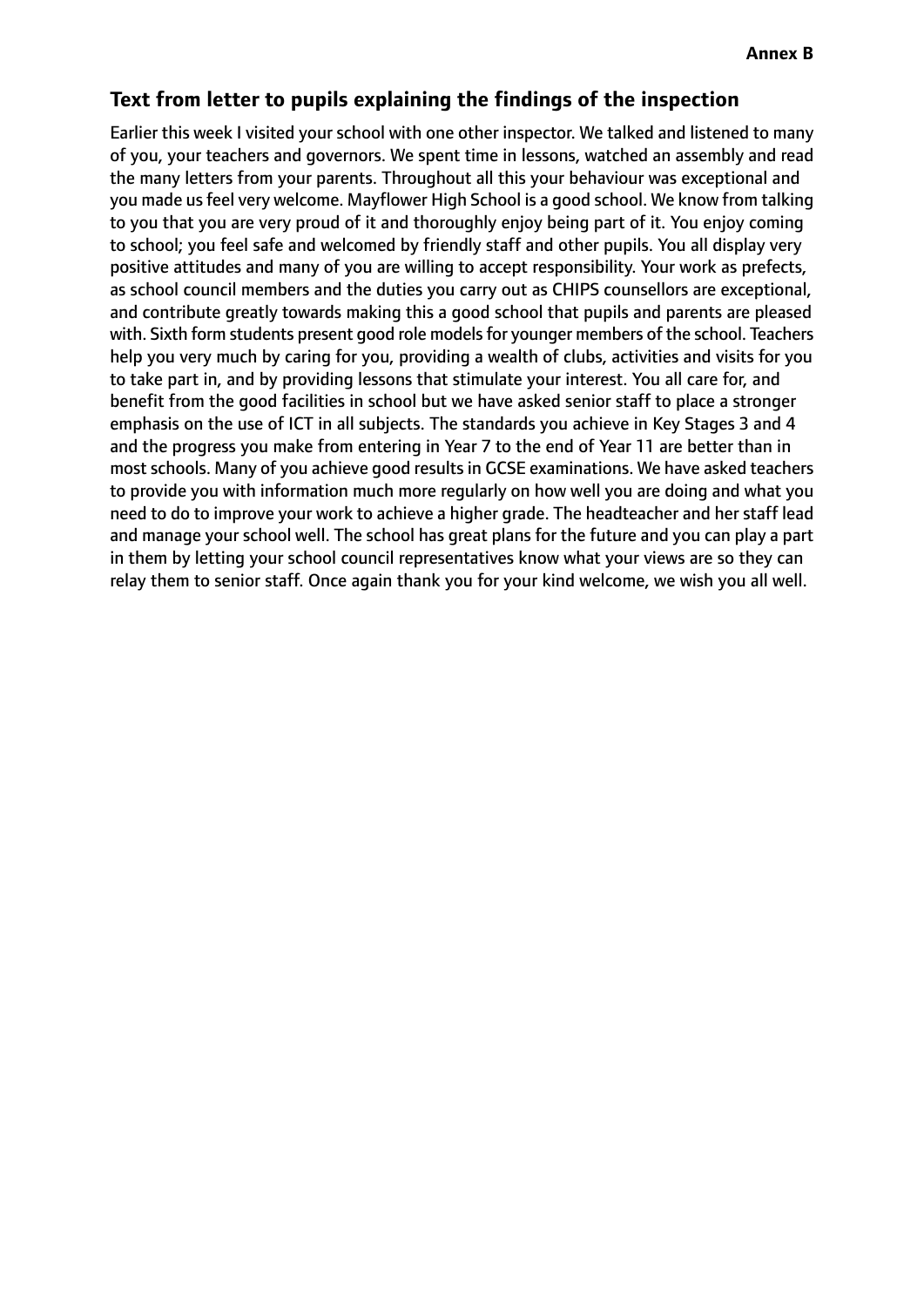Annex B

## Text from letter to pupils explaining the findings of the inspection

Earlier this week I visited your school with one other inspector. We talked and listened to many of you, your teachers and governors. We spent time in lessons, watched an assembly and read the many letters from your parents. Throughout all this your behaviour was exceptional and you made us feel very welcome. Mayflower High School is a good school. We know from talking to you that you are very proud of it and thoroughly enjoy being part of it. You enjoy coming to school; you feel safe and welcomed by friendly staff and other pupils. You all display very positive attitudes and many of you are willing to accept responsibility. Your work as prefects, as school council members and the duties you carry out as CHIPS counsellors are exceptional, and contribute greatly towards making this a good school that pupils and parents are pleased with. Sixth form students present good role models for younger members of the school. Teachers help you very much by caring for you, providing a wealth of clubs, activities and visits for you to take part in, and by providing lessons that stimulate your interest. You all care for, and benefit from the good facilities in school but we have asked senior staff to place a stronger emphasis on the use of ICT in all subjects. The standards you achieve in Key Stages 3 and 4 and the progress you make from entering in Year 7 to the end of Year 11 are better than in most schools. Many of you achieve good results in GCSE examinations. We have asked teachers to provide you with information much more regularly on how well you are doing and what you need to do to improve your work to achieve a higher grade. The headteacher and her staff lead and manage your school well. The school has great plans for the future and you can play a part in them by letting your school council representatives know what your views are so they can relay them to senior staff. Once again thank you for your kind welcome, we wish you all well.